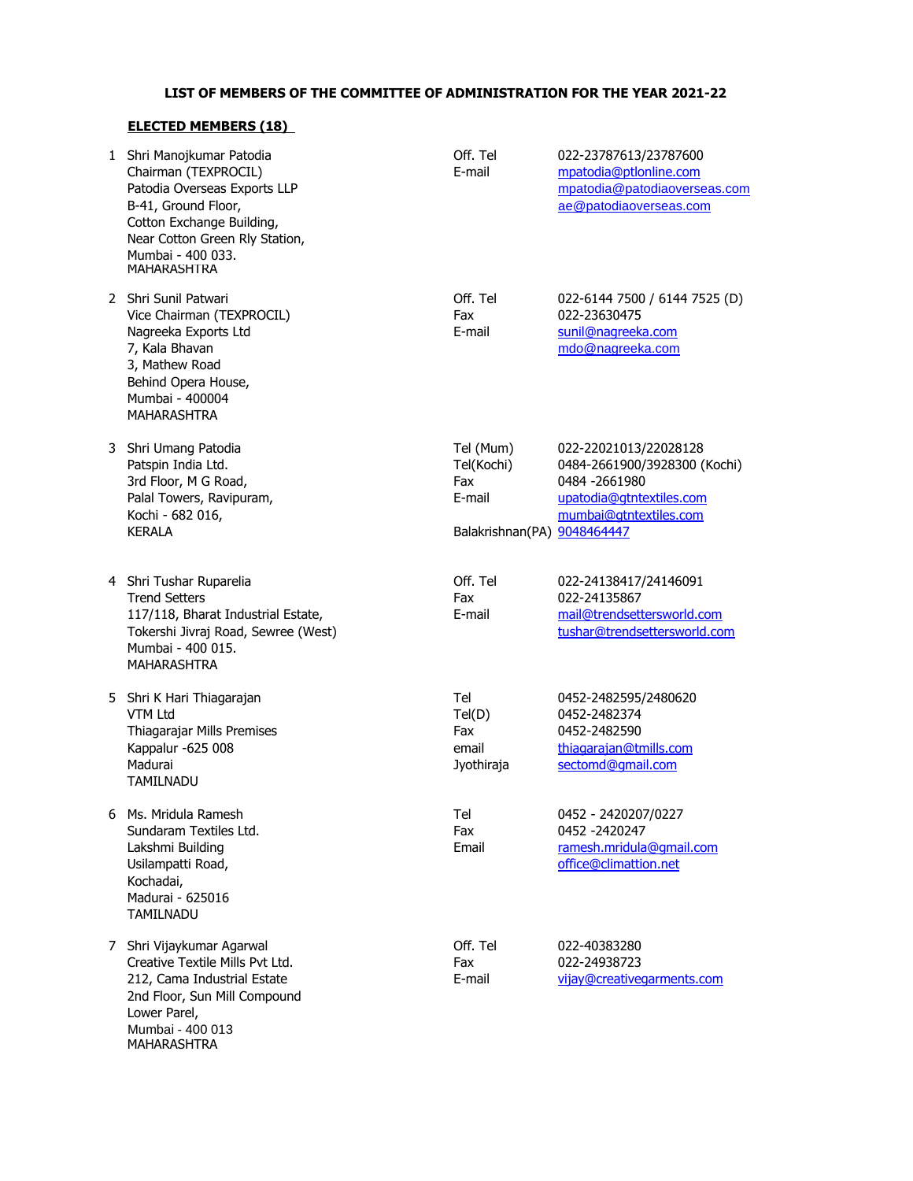**LIST OF MEMBERS OF THE COMMITTEE OF ADMINISTRATION FOR THE YEAR 2021-22**

**ELECTED MEMBERS (18)**

| No. | Name & Address | | Contact |
|---|---|---|---|
| 1 | Shri Manojkumar Patodia<br>Chairman (TEXPROCIL)<br>Patodia Overseas Exports LLP<br>B-41, Ground Floor,<br>Cotton Exchange Building,<br>Near Cotton Green Rly Station,<br>Mumbai - 400 033.<br>MAHARASHTRA | Off. Tel<br>E-mail | 022-23787613/23787600<br>mpatodia@ptlonline.com<br>mpatodia@patodiaoverseas.com<br>ae@patodiaoverseas.com |
| 2 | Shri Sunil Patwari<br>Vice Chairman (TEXPROCIL)<br>Nagreeka Exports Ltd<br>7, Kala Bhavan<br>3, Mathew Road<br>Behind Opera House,<br>Mumbai - 400004<br>MAHARASHTRA | Off. Tel<br>Fax<br>E-mail | 022-6144 7500 / 6144 7525 (D)<br>022-23630475<br>sunil@nagreeka.com<br>mdo@nagreeka.com |
| 3 | Shri Umang Patodia<br>Patspin India Ltd.<br>3rd Floor, M G Road,<br>Palal Towers, Ravipuram,<br>Kochi - 682 016,<br>KERALA | Tel (Mum)<br>Tel(Kochi)<br>Fax<br>E-mail<br><br>Balakrishnan(PA) | 022-22021013/22028128<br>0484-2661900/3928300 (Kochi)<br>0484 -2661980<br>upatodia@gtntextiles.com<br>mumbai@gtntextiles.com<br>9048464447 |
| 4 | Shri Tushar Ruparelia<br>Trend Setters<br>117/118, Bharat Industrial Estate,<br>Tokershi Jivraj Road, Sewree (West)<br>Mumbai - 400 015.<br>MAHARASHTRA | Off. Tel<br>Fax<br>E-mail | 022-24138417/24146091<br>022-24135867<br>mail@trendsettersworld.com<br>tushar@trendsettersworld.com |
| 5 | Shri K Hari Thiagarajan<br>VTM Ltd<br>Thiagarajar Mills Premises<br>Kappalur -625 008<br>Madurai<br>TAMILNADU | Tel<br>Tel(D)<br>Fax<br>email<br>Jyothiraja | 0452-2482595/2480620<br>0452-2482374<br>0452-2482590<br>thiagarajan@tmills.com<br>sectomd@gmail.com |
| 6 | Ms. Mridula Ramesh<br>Sundaram Textiles Ltd.<br>Lakshmi Building<br>Usilampatti Road,<br>Kochadai,<br>Madurai - 625016<br>TAMILNADU | Tel<br>Fax<br>Email | 0452 - 2420207/0227<br>0452 -2420247<br>ramesh.mridula@gmail.com<br>office@climattion.net |
| 7 | Shri Vijaykumar Agarwal<br>Creative Textile Mills Pvt Ltd.<br>212, Cama Industrial Estate<br>2nd Floor, Sun Mill Compound<br>Lower Parel,<br>Mumbai - 400 013<br>MAHARASHTRA | Off. Tel<br>Fax<br>E-mail | 022-40383280<br>022-24938723<br>vijay@creativegarments.com |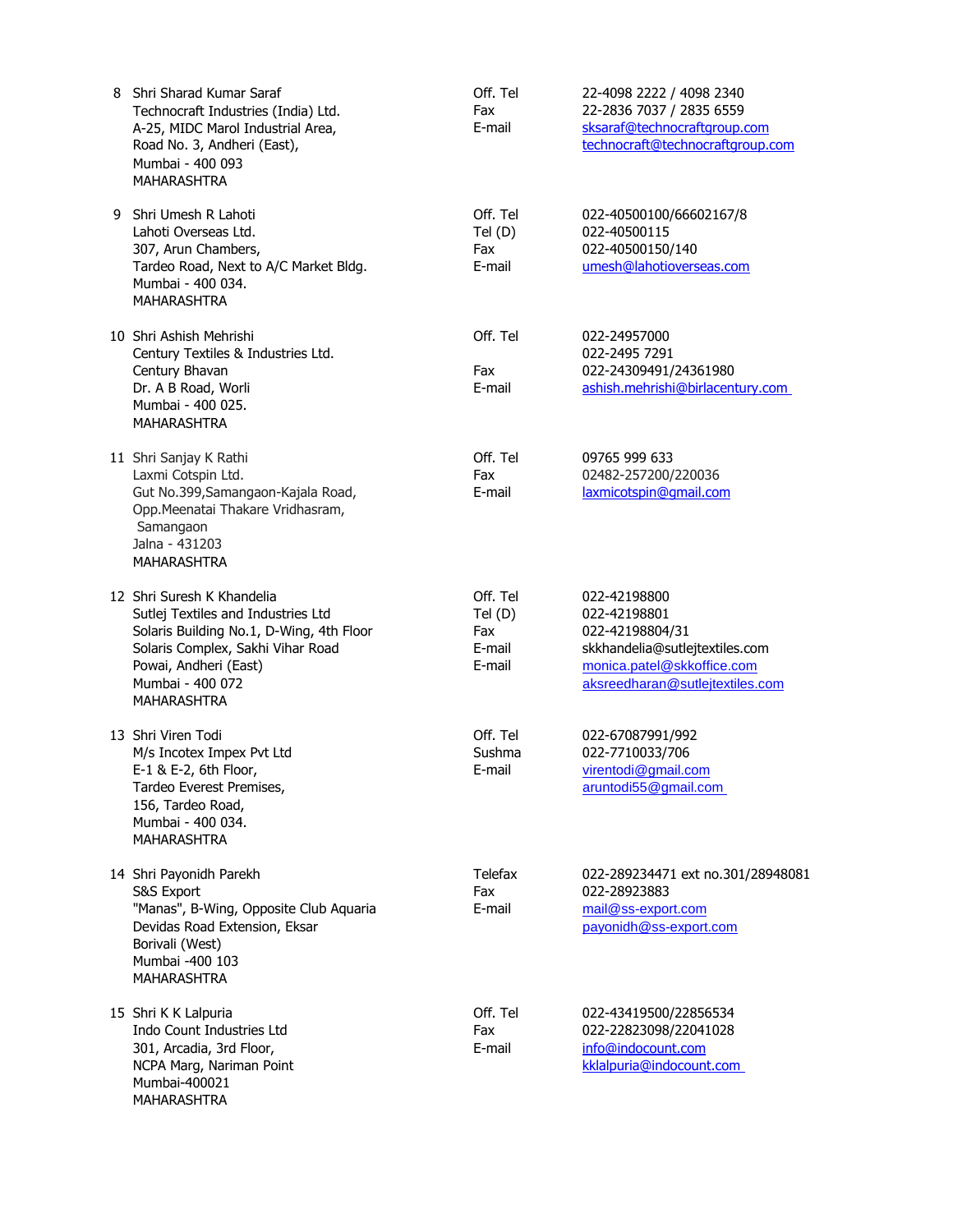| | | | |
|---|---|---|---|
| 8 | Shri Sharad Kumar Saraf<br>Technocraft Industries (India) Ltd.<br>A-25, MIDC Marol Industrial Area,<br>Road No. 3, Andheri (East),<br>Mumbai - 400 093<br>MAHARASHTRA | Off. Tel<br>Fax<br>E-mail | 22-4098 2222 / 4098 2340<br>22-2836 7037 / 2835 6559<br>sksaraf@technocraftgroup.com<br>technocraft@technocraftgroup.com |
| 9 | Shri Umesh R Lahoti<br>Lahoti Overseas Ltd.<br>307, Arun Chambers,<br>Tardeo Road, Next to A/C Market Bldg.<br>Mumbai - 400 034.<br>MAHARASHTRA | Off. Tel<br>Tel (D)<br>Fax<br>E-mail | 022-40500100/66602167/8<br>022-40500115<br>022-40500150/140<br>umesh@lahotioverseas.com |
| 10 | Shri Ashish Mehrishi<br>Century Textiles & Industries Ltd.<br>Century Bhavan<br>Dr. A B Road, Worli<br>Mumbai - 400 025.<br>MAHARASHTRA | Off. Tel<br><br>Fax<br>E-mail | 022-24957000<br>022-2495 7291<br>022-24309491/24361980<br>ashish.mehrishi@birlacentury.com |
| 11 | Shri Sanjay K Rathi<br>Laxmi Cotspin Ltd.<br>Gut No.399,Samangaon-Kajala Road,<br>Opp.Meenatai Thakare Vridhasram,<br>Samangaon<br>Jalna - 431203<br>MAHARASHTRA | Off. Tel<br>Fax<br>E-mail | 09765 999 633<br>02482-257200/220036<br>laxmicotspin@gmail.com |
| 12 | Shri Suresh K Khandelia<br>Sutlej Textiles and Industries Ltd<br>Solaris Building No.1, D-Wing, 4th Floor<br>Solaris Complex, Sakhi Vihar Road<br>Powai, Andheri (East)<br>Mumbai - 400 072<br>MAHARASHTRA | Off. Tel<br>Tel (D)<br>Fax<br>E-mail<br>E-mail | 022-42198800<br>022-42198801<br>022-42198804/31<br>skkhandelia@sutlejtextiles.com<br>monica.patel@skkoffice.com<br>aksreedharan@sutlejtextiles.com |
| 13 | Shri Viren Todi<br>M/s Incotex Impex Pvt Ltd<br>E-1 & E-2, 6th Floor,<br>Tardeo Everest Premises,<br>156, Tardeo Road,<br>Mumbai - 400 034.<br>MAHARASHTRA | Off. Tel<br>Sushma<br>E-mail | 022-67087991/992<br>022-7710033/706<br>virentodi@gmail.com<br>aruntodi55@gmail.com |
| 14 | Shri Payonidh Parekh<br>S&S Export<br>"Manas", B-Wing, Opposite Club Aquaria<br>Devidas Road Extension, Eksar<br>Borivali (West)<br>Mumbai -400 103<br>MAHARASHTRA | Telefax<br>Fax<br>E-mail | 022-289234471 ext no.301/28948081<br>022-28923883<br>mail@ss-export.com<br>payonidh@ss-export.com |
| 15 | Shri K K Lalpuria<br>Indo Count Industries Ltd<br>301, Arcadia, 3rd Floor,<br>NCPA Marg, Nariman Point<br>Mumbai-400021<br>MAHARASHTRA | Off. Tel<br>Fax<br>E-mail | 022-43419500/22856534<br>022-22823098/22041028<br>info@indocount.com<br>kklalpuria@indocount.com |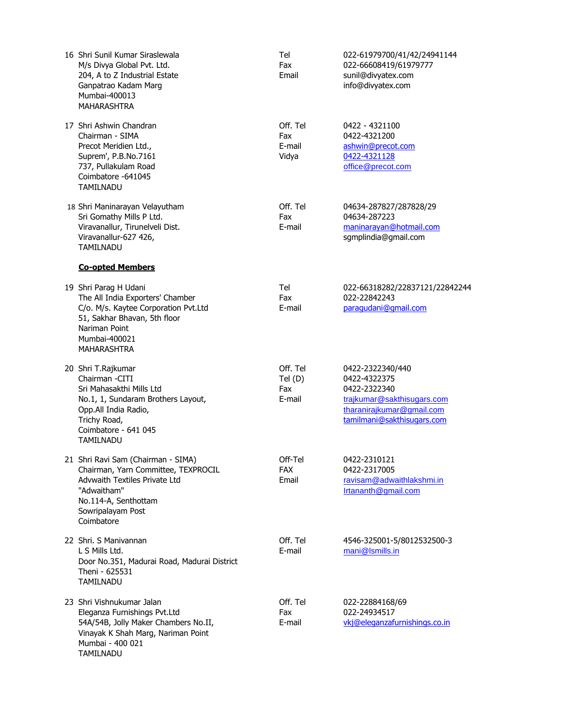| No. | Name / Address | Contact | Details |
|---|---|---|---|
| 16 | Shri Sunil Kumar Siraslewala<br>M/s Divya Global Pvt. Ltd.<br>204, A to Z Industrial Estate<br>Ganpatrao Kadam Marg<br>Mumbai-400013<br>MAHARASHTRA | Tel<br>Fax<br>Email | 022-61979700/41/42/24941144<br>022-66608419/61979777<br>sunil@divyatex.com<br>info@divyatex.com |
| 17 | Shri Ashwin Chandran<br>Chairman - SIMA<br>Precot Meridien Ltd.,<br>Suprem', P.B.No.7161<br>737, Pullakulam Road<br>Coimbatore -641045<br>TAMILNADU | Off. Tel<br>Fax<br>E-mail<br>Vidya | 0422 - 4321100<br>0422-4321200<br>ashwin@precot.com<br>0422-4321128<br>office@precot.com |
| 18 | Shri Maninarayan Velayutham<br>Sri Gomathy Mills P Ltd.<br>Viravanallur, Tirunelveli Dist.<br>Viravanallur-627 426,<br>TAMILNADU | Off. Tel<br>Fax<br>E-mail | 04634-287827/287828/29<br>04634-287223<br>maninarayan@hotmail.com<br>sgmplindia@gmail.com |

**Co-opted Members**

| No. | Name / Address | Contact | Details |
|---|---|---|---|
| 19 | Shri Parag H Udani<br>The All India Exporters' Chamber<br>C/o. M/s. Kaytee Corporation Pvt.Ltd<br>51, Sakhar Bhavan, 5th floor<br>Nariman Point<br>Mumbai-400021<br>MAHARASHTRA | Tel<br>Fax<br>E-mail | 022-66318282/22837121/22842244<br>022-22842243<br>paragudani@gmail.com |
| 20 | Shri T.Rajkumar<br>Chairman -CITI<br>Sri Mahasakthi Mills Ltd<br>No.1, 1, Sundaram Brothers Layout,<br>Opp.All India Radio,<br>Trichy Road,<br>Coimbatore - 641 045<br>TAMILNADU | Off. Tel<br>Tel (D)<br>Fax<br>E-mail | 0422-2322340/440<br>0422-4322375<br>0422-2322340<br>trajkumar@sakthisugars.com<br>tharanirajkumar@gmail.com<br>tamilmani@sakthisugars.com |
| 21 | Shri Ravi Sam (Chairman - SIMA)<br>Chairman, Yarn Committee, TEXPROCIL<br>Advwaith Textiles Private Ltd<br>"Adwaitham"<br>No.114-A, Senthottam<br>Sowripalayam Post<br>Coimbatore | Off-Tel<br>FAX<br>Email | 0422-2310121<br>0422-2317005<br>ravisam@adwaithlakshmi.in<br>lrtananth@gmail.com |
| 22 | Shri. S Manivannan<br>L S Mills Ltd.<br>Door No.351, Madurai Road, Madurai District<br>Theni - 625531<br>TAMILNADU | Off. Tel<br>E-mail | 4546-325001-5/8012532500-3<br>mani@lsmills.in |
| 23 | Shri Vishnukumar Jalan<br>Eleganza Furnishings Pvt.Ltd<br>54A/54B, Jolly Maker Chambers No.II,<br>Vinayak K Shah Marg, Nariman Point<br>Mumbai - 400 021<br>TAMILNADU | Off. Tel<br>Fax<br>E-mail | 022-22884168/69<br>022-24934517<br>vkj@eleganzafurnishings.co.in |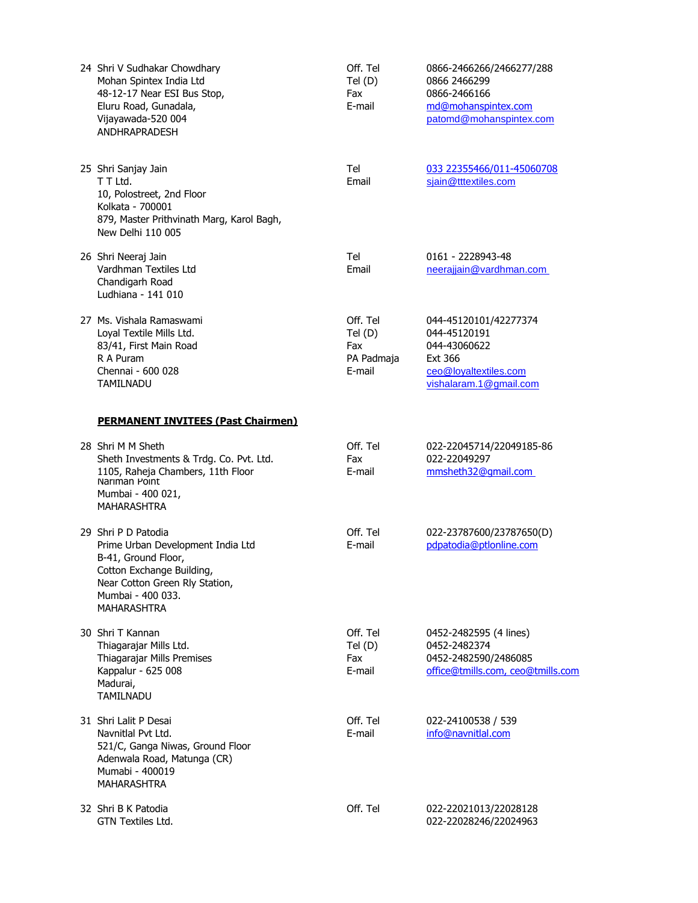| | | | |
|---|---|---|---|
| 24 | Shri V Sudhakar Chowdhary<br>Mohan Spintex India Ltd<br>48-12-17 Near ESI Bus Stop,<br>Eluru Road, Gunadala,<br>Vijayawada-520 004<br>ANDHRAPRADESH | Off. Tel<br>Tel (D)<br>Fax<br>E-mail | 0866-2466266/2466277/288<br>0866 2466299<br>0866-2466166<br>md@mohanspintex.com<br>patomd@mohanspintex.com |
| 25 | Shri Sanjay Jain<br>T T Ltd.<br>10, Polostreet, 2nd Floor<br>Kolkata - 700001<br>879, Master Prithvinath Marg, Karol Bagh,<br>New Delhi 110 005 | Tel<br>Email | 033 22355466/011-45060708<br>sjain@tttextiles.com |
| 26 | Shri Neeraj Jain<br>Vardhman Textiles Ltd<br>Chandigarh Road<br>Ludhiana - 141 010 | Tel<br>Email | 0161 - 2228943-48<br>neerajjain@vardhman.com |
| 27 | Ms. Vishala Ramaswami<br>Loyal Textile Mills Ltd.<br>83/41, First Main Road<br>R A Puram<br>Chennai - 600 028<br>TAMILNADU | Off. Tel<br>Tel (D)<br>Fax<br>PA Padmaja<br>E-mail | 044-45120101/42277374<br>044-45120191<br>044-43060622<br>Ext 366<br>ceo@loyaltextiles.com<br>vishalaram.1@gmail.com |

**PERMANENT INVITEES (Past Chairmen)**

| | | | |
|---|---|---|---|
| 28 | Shri M M Sheth<br>Sheth Investments & Trdg. Co. Pvt. Ltd.<br>1105, Raheja Chambers, 11th Floor<br>Nariman Point<br>Mumbai - 400 021,<br>MAHARASHTRA | Off. Tel<br>Fax<br>E-mail | 022-22045714/22049185-86<br>022-22049297<br>mmsheth32@gmail.com |
| 29 | Shri P D Patodia<br>Prime Urban Development India Ltd<br>B-41, Ground Floor,<br>Cotton Exchange Building,<br>Near Cotton Green Rly Station,<br>Mumbai - 400 033.<br>MAHARASHTRA | Off. Tel<br>E-mail | 022-23787600/23787650(D)<br>pdpatodia@ptlonline.com |
| 30 | Shri T Kannan<br>Thiagarajar Mills Ltd.<br>Thiagarajar Mills Premises<br>Kappalur - 625 008<br>Madurai,<br>TAMILNADU | Off. Tel<br>Tel (D)<br>Fax<br>E-mail | 0452-2482595 (4 lines)<br>0452-2482374<br>0452-2482590/2486085<br>office@tmills.com, ceo@tmills.com |
| 31 | Shri Lalit P Desai<br>Navnitlal Pvt Ltd.<br>521/C, Ganga Niwas, Ground Floor<br>Adenwala Road, Matunga (CR)<br>Mumabi - 400019<br>MAHARASHTRA | Off. Tel<br>E-mail | 022-24100538 / 539<br>info@navnitlal.com |
| 32 | Shri B K Patodia<br>GTN Textiles Ltd. | Off. Tel | 022-22021013/22028128<br>022-22028246/22024963 |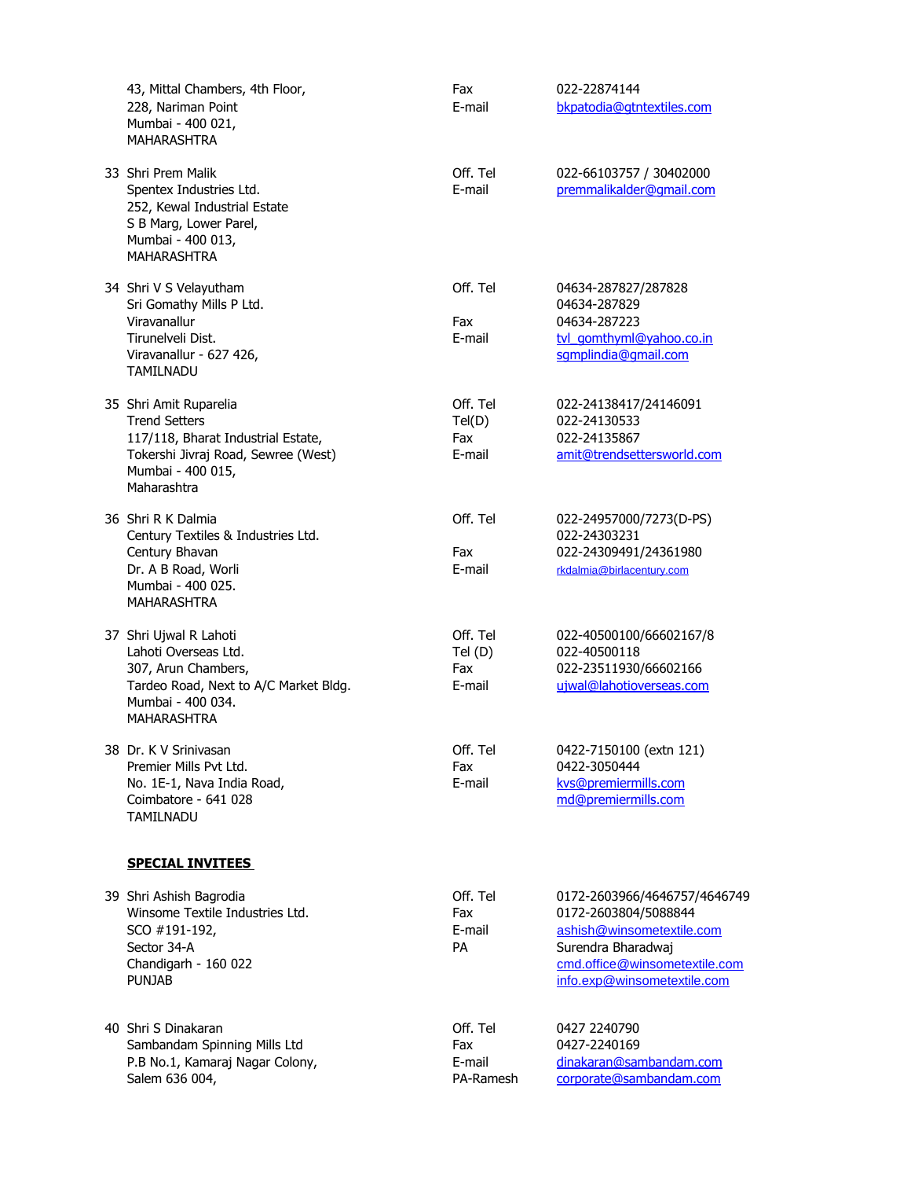| | | | |
|---|---|---|---|
| | 43, Mittal Chambers, 4th Floor,<br>228, Nariman Point<br>Mumbai - 400 021,<br>MAHARASHTRA | Fax<br>E-mail | 022-22874144<br>bkpatodia@gtntextiles.com |
| 33 | Shri Prem Malik<br>Spentex Industries Ltd.<br>252, Kewal Industrial Estate<br>S B Marg, Lower Parel,<br>Mumbai - 400 013,<br>MAHARASHTRA | Off. Tel<br>E-mail | 022-66103757 / 30402000<br>premmalikalder@gmail.com |
| 34 | Shri V S Velayutham<br>Sri Gomathy Mills P Ltd.<br>Viravanallur<br>Tirunelveli Dist.<br>Viravanallur - 627 426,<br>TAMILNADU | Off. Tel<br><br>Fax<br>E-mail | 04634-287827/287828<br>04634-287829<br>04634-287223<br>tvl_gomthyml@yahoo.co.in<br>sgmplindia@gmail.com |
| 35 | Shri Amit Ruparelia<br>Trend Setters<br>117/118, Bharat Industrial Estate,<br>Tokershi Jivraj Road, Sewree (West)<br>Mumbai - 400 015,<br>Maharashtra | Off. Tel<br>Tel(D)<br>Fax<br>E-mail | 022-24138417/24146091<br>022-24130533<br>022-24135867<br>amit@trendsettersworld.com |
| 36 | Shri R K Dalmia<br>Century Textiles & Industries Ltd.<br>Century Bhavan<br>Dr. A B Road, Worli<br>Mumbai - 400 025.<br>MAHARASHTRA | Off. Tel<br><br>Fax<br>E-mail | 022-24957000/7273(D-PS)<br>022-24303231<br>022-24309491/24361980<br>rkdalmia@birlacentury.com |
| 37 | Shri Ujwal R Lahoti<br>Lahoti Overseas Ltd.<br>307, Arun Chambers,<br>Tardeo Road, Next to A/C Market Bldg.<br>Mumbai - 400 034.<br>MAHARASHTRA | Off. Tel<br>Tel (D)<br>Fax<br>E-mail | 022-40500100/66602167/8<br>022-40500118<br>022-23511930/66602166<br>ujwal@lahotioverseas.com |
| 38 | Dr. K V Srinivasan<br>Premier Mills Pvt Ltd.<br>No. 1E-1, Nava India Road,<br>Coimbatore - 641 028<br>TAMILNADU | Off. Tel<br>Fax<br>E-mail | 0422-7150100 (extn 121)<br>0422-3050444<br>kvs@premiermills.com<br>md@premiermills.com |

**SPECIAL INVITEES**

| | | | |
|---|---|---|---|
| 39 | Shri Ashish Bagrodia<br>Winsome Textile Industries Ltd.<br>SCO #191-192,<br>Sector 34-A<br>Chandigarh - 160 022<br>PUNJAB | Off. Tel<br>Fax<br>E-mail<br>PA | 0172-2603966/4646757/4646749<br>0172-2603804/5088844<br>ashish@winsometextile.com<br>Surendra Bharadwaj<br>cmd.office@winsometextile.com<br>info.exp@winsometextile.com |
| 40 | Shri S Dinakaran<br>Sambandam Spinning Mills Ltd<br>P.B No.1, Kamaraj Nagar Colony,<br>Salem 636 004, | Off. Tel<br>Fax<br>E-mail<br>PA-Ramesh | 0427 2240790<br>0427-2240169<br>dinakaran@sambandam.com<br>corporate@sambandam.com |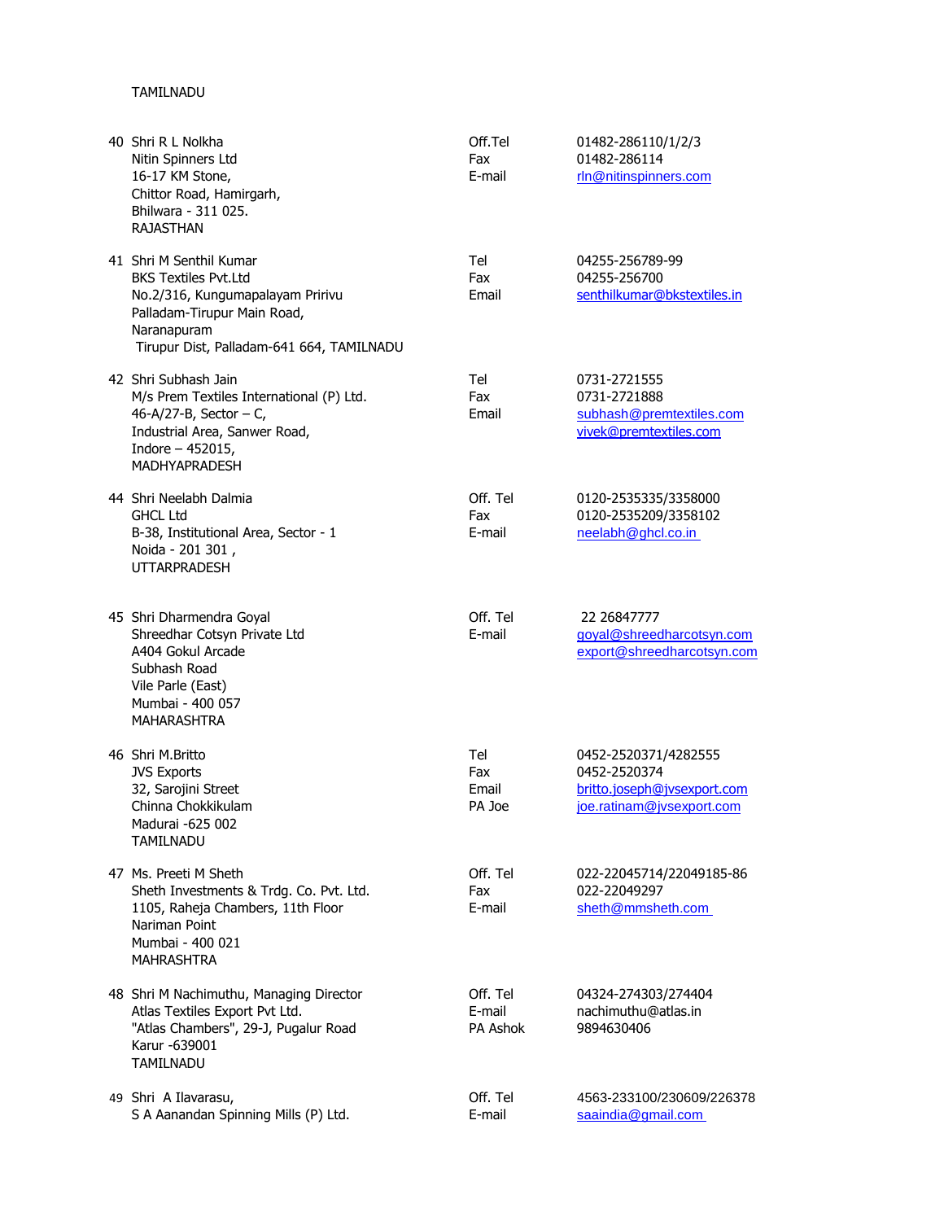TAMILNADU

| No. | Name & Address | | Contact |
|---|---|---|---|
| 40 | Shri R L Nolkha<br>Nitin Spinners Ltd<br>16-17 KM Stone,<br>Chittor Road, Hamirgarh,<br>Bhilwara - 311 025.<br>RAJASTHAN | Off.Tel<br>Fax<br>E-mail | 01482-286110/1/2/3<br>01482-286114<br>rln@nitinspinners.com |
| 41 | Shri M Senthil Kumar<br>BKS Textiles Pvt.Ltd<br>No.2/316, Kungumapalayam Pririvu<br>Palladam-Tirupur Main Road,<br>Naranapuram<br>Tirupur Dist, Palladam-641 664, TAMILNADU | Tel<br>Fax<br>Email | 04255-256789-99<br>04255-256700<br>senthilkumar@bkstextiles.in |
| 42 | Shri Subhash Jain<br>M/s Prem Textiles International (P) Ltd.<br>46-A/27-B, Sector – C,<br>Industrial Area, Sanwer Road,<br>Indore – 452015,<br>MADHYAPRADESH | Tel<br>Fax<br>Email | 0731-2721555<br>0731-2721888<br>subhash@premtextiles.com<br>vivek@premtextiles.com |
| 44 | Shri Neelabh Dalmia<br>GHCL Ltd<br>B-38, Institutional Area, Sector - 1<br>Noida - 201 301 ,<br>UTTARPRADESH | Off. Tel<br>Fax<br>E-mail | 0120-2535335/3358000<br>0120-2535209/3358102<br>neelabh@ghcl.co.in |
| 45 | Shri Dharmendra Goyal<br>Shreedhar Cotsyn Private Ltd<br>A404 Gokul Arcade<br>Subhash Road<br>Vile Parle (East)<br>Mumbai - 400 057<br>MAHARASHTRA | Off. Tel<br>E-mail | 22 26847777<br>goyal@shreedharcotsyn.com<br>export@shreedharcotsyn.com |
| 46 | Shri M.Britto<br>JVS Exports<br>32, Sarojini Street<br>Chinna Chokkikulam<br>Madurai -625 002<br>TAMILNADU | Tel<br>Fax<br>Email<br>PA Joe | 0452-2520371/4282555<br>0452-2520374<br>britto.joseph@jvsexport.com<br>joe.ratinam@jvsexport.com |
| 47 | Ms. Preeti M Sheth<br>Sheth Investments & Trdg. Co. Pvt. Ltd.<br>1105, Raheja Chambers, 11th Floor<br>Nariman Point<br>Mumbai - 400 021<br>MAHRASHTRA | Off. Tel<br>Fax<br>E-mail | 022-22045714/22049185-86<br>022-22049297<br>sheth@mmsheth.com |
| 48 | Shri M Nachimuthu, Managing Director<br>Atlas Textiles Export Pvt Ltd.<br>"Atlas Chambers", 29-J, Pugalur Road<br>Karur -639001<br>TAMILNADU | Off. Tel<br>E-mail<br>PA Ashok | 04324-274303/274404<br>nachimuthu@atlas.in<br>9894630406 |
| 49 | Shri A Ilavarasu,<br>S A Aanandan Spinning Mills (P) Ltd. | Off. Tel<br>E-mail | 4563-233100/230609/226378<br>saaindia@gmail.com |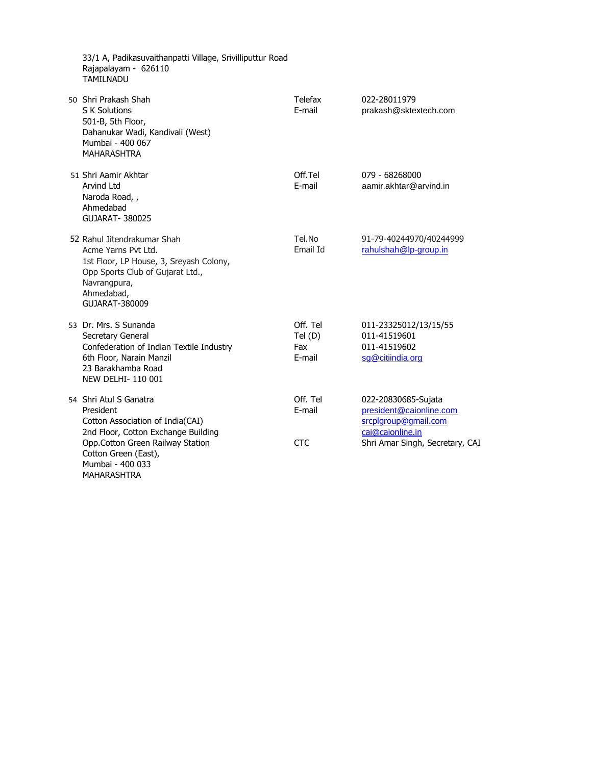| | | | |
|---|---|---|---|
| | 33/1 A, Padikasuvaithanpatti Village, Srivilliputtur Road<br>Rajapalayam - 626110<br>TAMILNADU | | |
| 50 | Shri Prakash Shah<br>S K Solutions<br>501-B, 5th Floor,<br>Dahanukar Wadi, Kandivali (West)<br>Mumbai - 400 067<br>MAHARASHTRA | Telefax<br>E-mail | 022-28011979<br>prakash@sktextech.com |
| 51 | Shri Aamir Akhtar<br>Arvind Ltd<br>Naroda Road, ,<br>Ahmedabad<br>GUJARAT- 380025 | Off.Tel<br>E-mail | 079 - 68268000<br>aamir.akhtar@arvind.in |
| 52 | Rahul Jitendrakumar Shah<br>Acme Yarns Pvt Ltd.<br>1st Floor, LP House, 3, Sreyash Colony,<br>Opp Sports Club of Gujarat Ltd.,<br>Navrangpura,<br>Ahmedabad,<br>GUJARAT-380009 | Tel.No<br>Email Id | 91-79-40244970/40244999<br>rahulshah@lp-group.in |
| 53 | Dr. Mrs. S Sunanda<br>Secretary General<br>Confederation of Indian Textile Industry<br>6th Floor, Narain Manzil<br>23 Barakhamba Road<br>NEW DELHI- 110 001 | Off. Tel<br>Tel (D)<br>Fax<br>E-mail | 011-23325012/13/15/55<br>011-41519601<br>011-41519602<br>sg@citiindia.org |
| 54 | Shri Atul S Ganatra<br>President<br>Cotton Association of India(CAI)<br>2nd Floor, Cotton Exchange Building<br>Opp.Cotton Green Railway Station<br>Cotton Green (East),<br>Mumbai - 400 033<br>MAHARASHTRA | Off. Tel<br>E-mail<br><br><br>CTC | 022-20830685-Sujata<br>president@caionline.com<br>srcplgroup@gmail.com<br>cai@caionline.in<br>Shri Amar Singh, Secretary, CAI |